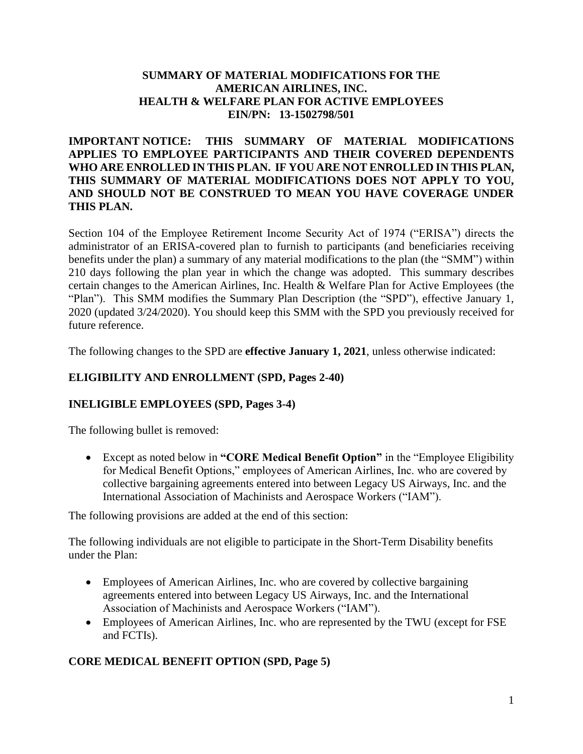# SUMMARY OF MATERIAL MODIFICATIONS FOR THE AMERICAN AIRLINES, INC. HEALTH & WELFARE PLAN FOR ACTIVE EMPLOYEES EIN/PN: 13-1502798/501

**IMPORTANT NOTICE: THIS SUMMARY OF MATERIAL MODIFICATIONS APPLIES TO EMPLOYEE PARTICIPANTS AND THEIR COVERED DEPENDENTS WHO ARE ENROLLED IN THIS PLAN. IF YOU ARE NOT ENROLLED IN THIS PLAN, THIS SUMMARY OF MATERIAL MODIFICATIONS DOES NOT APPLY TO YOU, AND SHOULD NOT BE CONSTRUED TO MEAN YOU HAVE COVERAGE UNDER THIS PLAN.**

Section 104 of the Employee Retirement Income Security Act of 1974 ("ERISA") directs the administrator of an ERISA-covered plan to furnish to participants (and beneficiaries receiving benefits under the plan) a summary of any material modifications to the plan (the "SMM") within 210 days following the plan year in which the change was adopted. This summary describes certain changes to the American Airlines, Inc. Health & Welfare Plan for Active Employees (the "Plan"). This SMM modifies the Summary Plan Description (the "SPD"), effective January 1, 2020 (updated 3/24/2020). You should keep this SMM with the SPD you previously received for future reference.

The following changes to the SPD are **effective January 1, 2021**, unless otherwise indicated:

## ELIGIBILITY AND ENROLLMENT (SPD, Pages 2-40)

### INELIGIBLE EMPLOYEES (SPD, Pages 3-4)

The following bullet is removed:

- Except as noted below in **"CORE Medical Benefit Option"** in the "Employee Eligibility for Medical Benefit Options," employees of American Airlines, Inc. who are covered by collective bargaining agreements entered into between Legacy US Airways, Inc. and the International Association of Machinists and Aerospace Workers ("IAM").

The following provisions are added at the end of this section:

The following individuals are not eligible to participate in the Short-Term Disability benefits under the Plan:

- Employees of American Airlines, Inc. who are covered by collective bargaining agreements entered into between Legacy US Airways, Inc. and the International Association of Machinists and Aerospace Workers ("IAM").
- Employees of American Airlines, Inc. who are represented by the TWU (except for FSE and FCTIs).

### CORE MEDICAL BENEFIT OPTION (SPD, Page 5)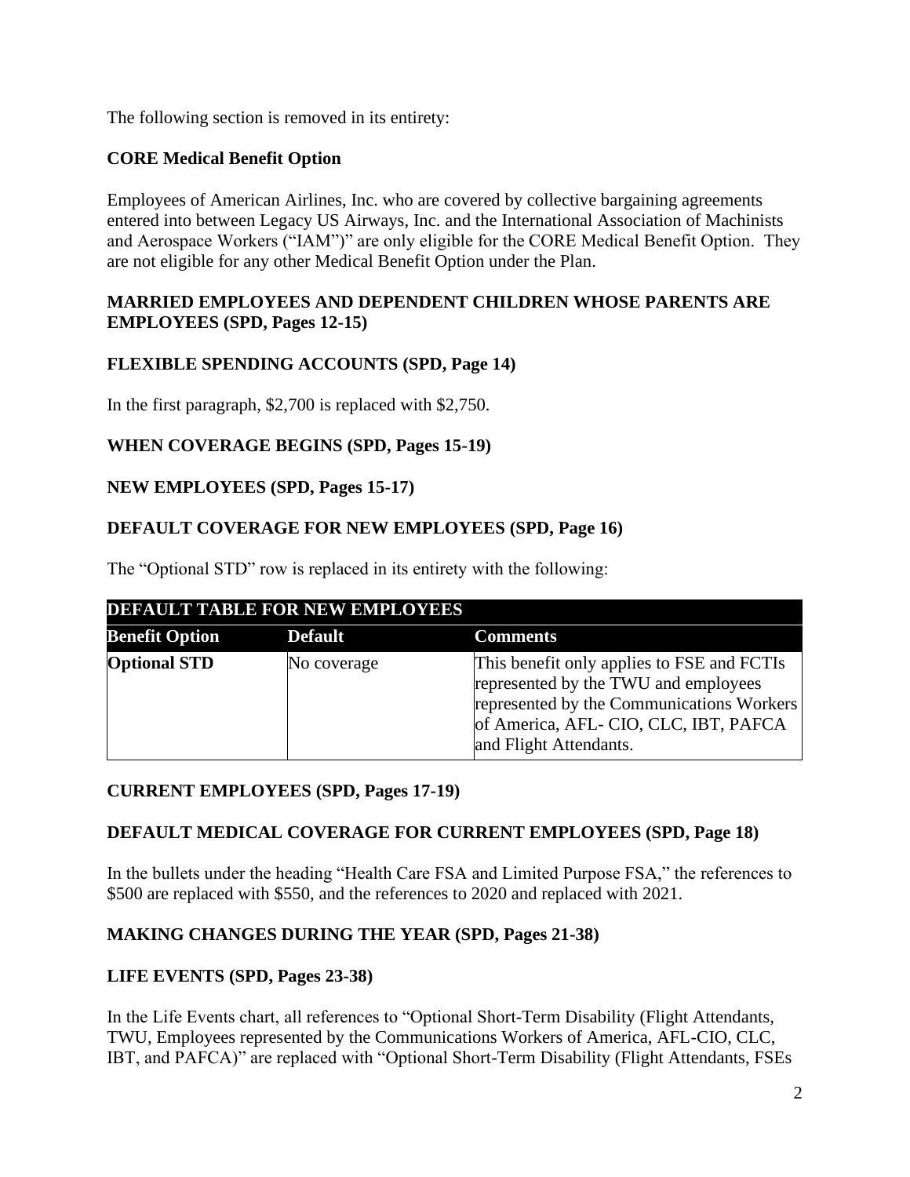The following section is removed in its entirety:

**CORE Medical Benefit Option**

Employees of American Airlines, Inc. who are covered by collective bargaining agreements entered into between Legacy US Airways, Inc. and the International Association of Machinists and Aerospace Workers ("IAM")" are only eligible for the CORE Medical Benefit Option. They are not eligible for any other Medical Benefit Option under the Plan.

**MARRIED EMPLOYEES AND DEPENDENT CHILDREN WHOSE PARENTS ARE EMPLOYEES (SPD, Pages 12-15)**

**FLEXIBLE SPENDING ACCOUNTS (SPD, Page 14)**

In the first paragraph, $2,700 is replaced with $2,750.

**WHEN COVERAGE BEGINS (SPD, Pages 15-19)**

**NEW EMPLOYEES (SPD, Pages 15-17)**

**DEFAULT COVERAGE FOR NEW EMPLOYEES (SPD, Page 16)**

The "Optional STD" row is replaced in its entirety with the following:

| DEFAULT TABLE FOR NEW EMPLOYEES | | |
|---|---|---|
| **Benefit Option** | **Default** | **Comments** |
| **Optional STD** | No coverage | This benefit only applies to FSE and FCTIs represented by the TWU and employees represented by the Communications Workers of America, AFL- CIO, CLC, IBT, PAFCA and Flight Attendants. |

**CURRENT EMPLOYEES (SPD, Pages 17-19)**

**DEFAULT MEDICAL COVERAGE FOR CURRENT EMPLOYEES (SPD, Page 18)**

In the bullets under the heading "Health Care FSA and Limited Purpose FSA," the references to $500 are replaced with $550, and the references to 2020 and replaced with 2021.

**MAKING CHANGES DURING THE YEAR (SPD, Pages 21-38)**

**LIFE EVENTS (SPD, Pages 23-38)**

In the Life Events chart, all references to "Optional Short-Term Disability (Flight Attendants, TWU, Employees represented by the Communications Workers of America, AFL-CIO, CLC, IBT, and PAFCA)" are replaced with "Optional Short-Term Disability (Flight Attendants, FSEs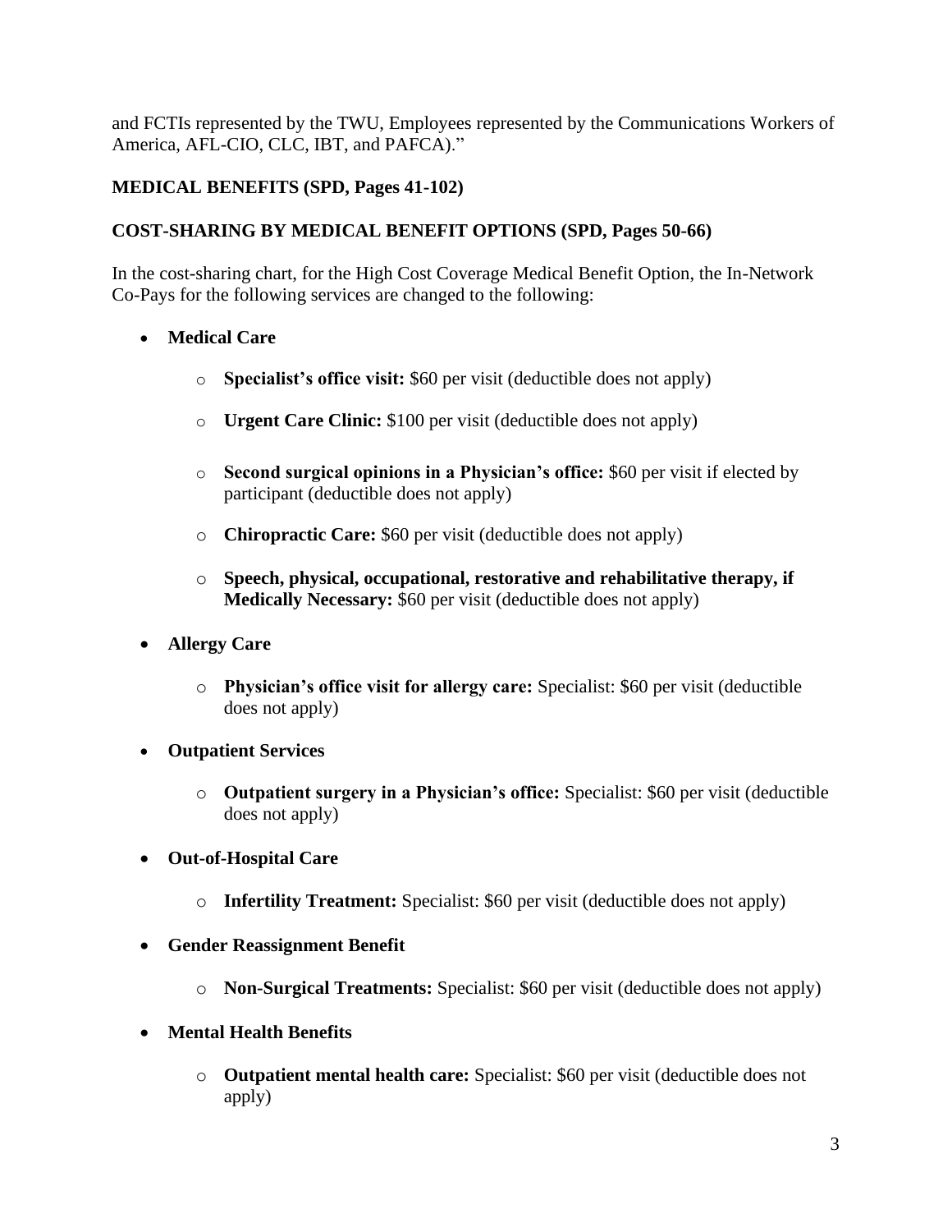and FCTIs represented by the TWU, Employees represented by the Communications Workers of America, AFL-CIO, CLC, IBT, and PAFCA)."

**MEDICAL BENEFITS (SPD, Pages 41-102)**

**COST-SHARING BY MEDICAL BENEFIT OPTIONS (SPD, Pages 50-66)**

In the cost-sharing chart, for the High Cost Coverage Medical Benefit Option, the In-Network Co-Pays for the following services are changed to the following:

- **Medical Care**
  - **Specialist's office visit:** $60 per visit (deductible does not apply)
  - **Urgent Care Clinic:** $100 per visit (deductible does not apply)
  - **Second surgical opinions in a Physician's office:** $60 per visit if elected by participant (deductible does not apply)
  - **Chiropractic Care:** $60 per visit (deductible does not apply)
  - **Speech, physical, occupational, restorative and rehabilitative therapy, if Medically Necessary:** $60 per visit (deductible does not apply)
- **Allergy Care**
  - **Physician's office visit for allergy care:** Specialist: $60 per visit (deductible does not apply)
- **Outpatient Services**
  - **Outpatient surgery in a Physician's office:** Specialist: $60 per visit (deductible does not apply)
- **Out-of-Hospital Care**
  - **Infertility Treatment:** Specialist: $60 per visit (deductible does not apply)
- **Gender Reassignment Benefit**
  - **Non-Surgical Treatments:** Specialist: $60 per visit (deductible does not apply)
- **Mental Health Benefits**
  - **Outpatient mental health care:** Specialist: $60 per visit (deductible does not apply)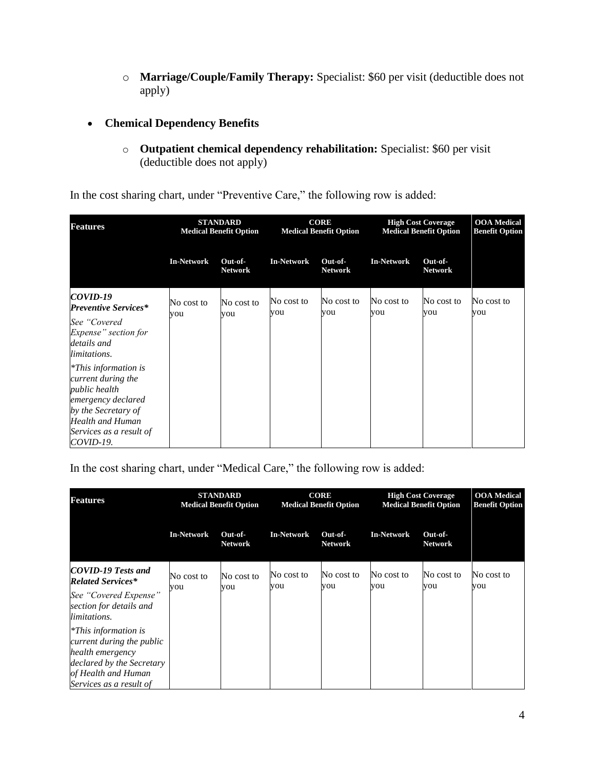- **Marriage/Couple/Family Therapy:** Specialist: $60 per visit (deductible does not apply)

- **Chemical Dependency Benefits**
  - **Outpatient chemical dependency rehabilitation:** Specialist: $60 per visit (deductible does not apply)

In the cost sharing chart, under "Preventive Care," the following row is added:

| Features | STANDARD Medical Benefit Option | | CORE Medical Benefit Option | | High Cost Coverage Medical Benefit Option | | OOA Medical Benefit Option |
|---|---|---|---|---|---|---|---|
| | In-Network | Out-of-Network | In-Network | Out-of-Network | In-Network | Out-of-Network | |
| ***COVID-19 Preventive Services**** <br> *See "Covered Expense" section for details and limitations.* <br> **This information is current during the public health emergency declared by the Secretary of Health and Human Services as a result of COVID-19.* | No cost to you | No cost to you | No cost to you | No cost to you | No cost to you | No cost to you | No cost to you |

In the cost sharing chart, under "Medical Care," the following row is added:

| Features | STANDARD Medical Benefit Option | | CORE Medical Benefit Option | | High Cost Coverage Medical Benefit Option | | OOA Medical Benefit Option |
|---|---|---|---|---|---|---|---|
| | In-Network | Out-of-Network | In-Network | Out-of-Network | In-Network | Out-of-Network | |
| ***COVID-19 Tests and Related Services**** <br> *See "Covered Expense" section for details and limitations.* <br> **This information is current during the public health emergency declared by the Secretary of Health and Human Services as a result of* | No cost to you | No cost to you | No cost to you | No cost to you | No cost to you | No cost to you | No cost to you |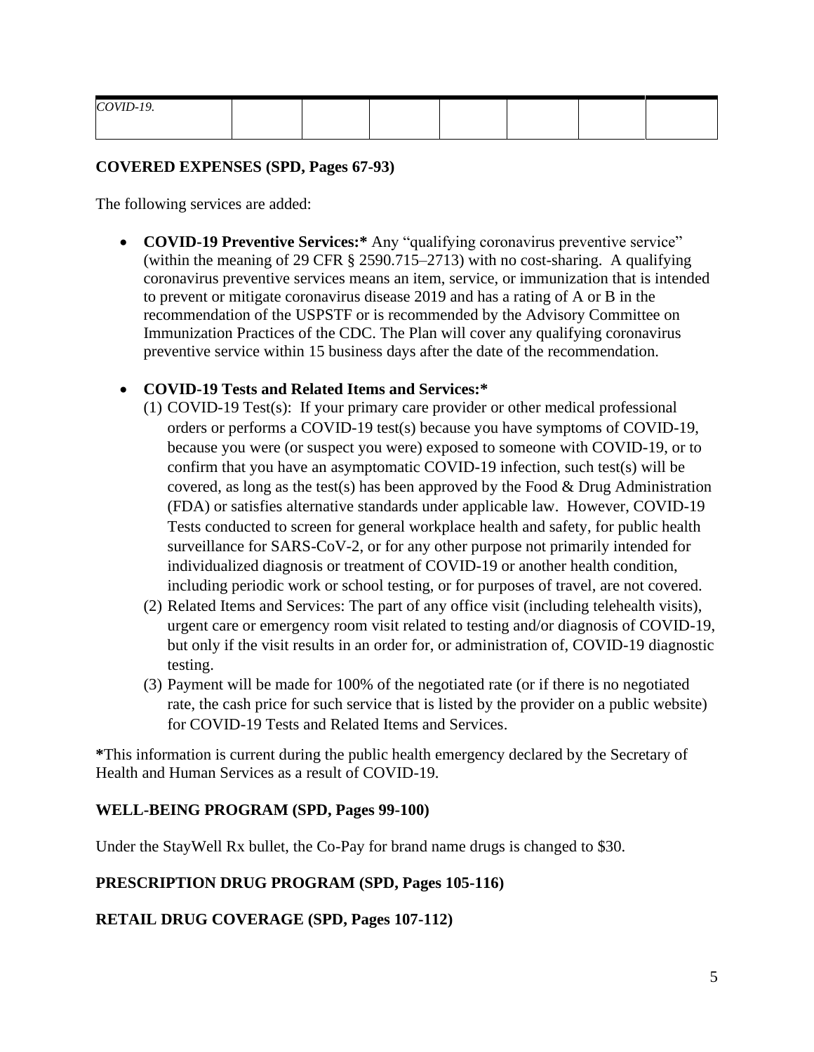| *COVID-19.* | | | | | | | |
|---|---|---|---|---|---|---|---|

**COVERED EXPENSES (SPD, Pages 67-93)**

The following services are added:

- **COVID-19 Preventive Services:*** Any "qualifying coronavirus preventive service" (within the meaning of 29 CFR § 2590.715–2713) with no cost-sharing. A qualifying coronavirus preventive services means an item, service, or immunization that is intended to prevent or mitigate coronavirus disease 2019 and has a rating of A or B in the recommendation of the USPSTF or is recommended by the Advisory Committee on Immunization Practices of the CDC. The Plan will cover any qualifying coronavirus preventive service within 15 business days after the date of the recommendation.

- **COVID-19 Tests and Related Items and Services:***
  (1) COVID-19 Test(s): If your primary care provider or other medical professional orders or performs a COVID-19 test(s) because you have symptoms of COVID-19, because you were (or suspect you were) exposed to someone with COVID-19, or to confirm that you have an asymptomatic COVID-19 infection, such test(s) will be covered, as long as the test(s) has been approved by the Food & Drug Administration (FDA) or satisfies alternative standards under applicable law. However, COVID-19 Tests conducted to screen for general workplace health and safety, for public health surveillance for SARS-CoV-2, or for any other purpose not primarily intended for individualized diagnosis or treatment of COVID-19 or another health condition, including periodic work or school testing, or for purposes of travel, are not covered.
  (2) Related Items and Services: The part of any office visit (including telehealth visits), urgent care or emergency room visit related to testing and/or diagnosis of COVID-19, but only if the visit results in an order for, or administration of, COVID-19 diagnostic testing.
  (3) Payment will be made for 100% of the negotiated rate (or if there is no negotiated rate, the cash price for such service that is listed by the provider on a public website) for COVID-19 Tests and Related Items and Services.

***This information is current during the public health emergency declared by the Secretary of Health and Human Services as a result of COVID-19.

**WELL-BEING PROGRAM (SPD, Pages 99-100)**

Under the StayWell Rx bullet, the Co-Pay for brand name drugs is changed to $30.

**PRESCRIPTION DRUG PROGRAM (SPD, Pages 105-116)**

**RETAIL DRUG COVERAGE (SPD, Pages 107-112)**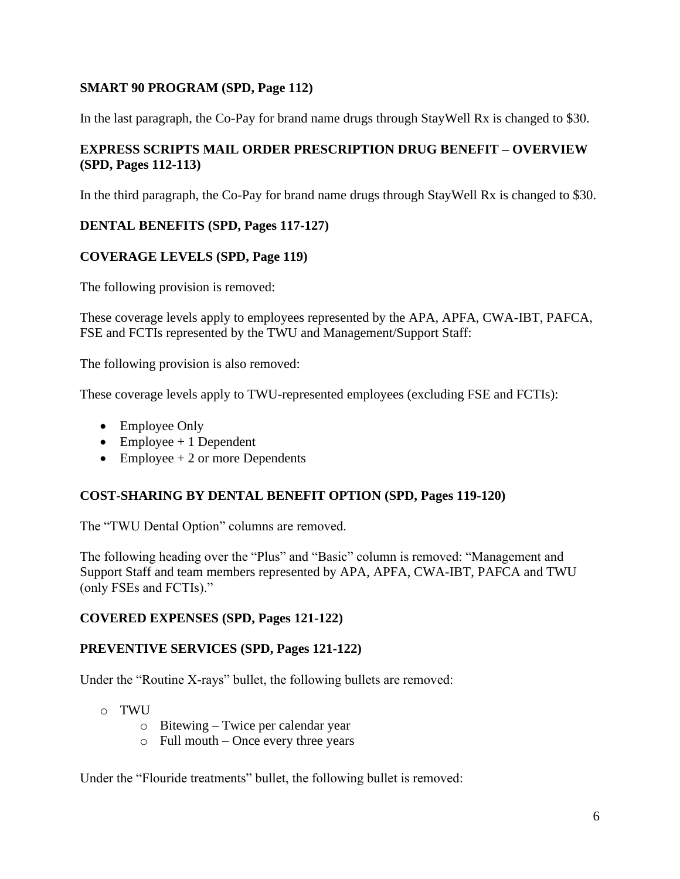**SMART 90 PROGRAM (SPD, Page 112)**

In the last paragraph, the Co-Pay for brand name drugs through StayWell Rx is changed to $30.

**EXPRESS SCRIPTS MAIL ORDER PRESCRIPTION DRUG BENEFIT – OVERVIEW (SPD, Pages 112-113)**

In the third paragraph, the Co-Pay for brand name drugs through StayWell Rx is changed to $30.

**DENTAL BENEFITS (SPD, Pages 117-127)**

**COVERAGE LEVELS (SPD, Page 119)**

The following provision is removed:

These coverage levels apply to employees represented by the APA, APFA, CWA-IBT, PAFCA, FSE and FCTIs represented by the TWU and Management/Support Staff:

The following provision is also removed:

These coverage levels apply to TWU-represented employees (excluding FSE and FCTIs):

- Employee Only
- Employee + 1 Dependent
- Employee + 2 or more Dependents

**COST-SHARING BY DENTAL BENEFIT OPTION (SPD, Pages 119-120)**

The "TWU Dental Option" columns are removed.

The following heading over the "Plus" and "Basic" column is removed: "Management and Support Staff and team members represented by APA, APFA, CWA-IBT, PAFCA and TWU (only FSEs and FCTIs)."

**COVERED EXPENSES (SPD, Pages 121-122)**

**PREVENTIVE SERVICES (SPD, Pages 121-122)**

Under the "Routine X-rays" bullet, the following bullets are removed:

- TWU
  - Bitewing – Twice per calendar year
  - Full mouth – Once every three years

Under the "Flouride treatments" bullet, the following bullet is removed: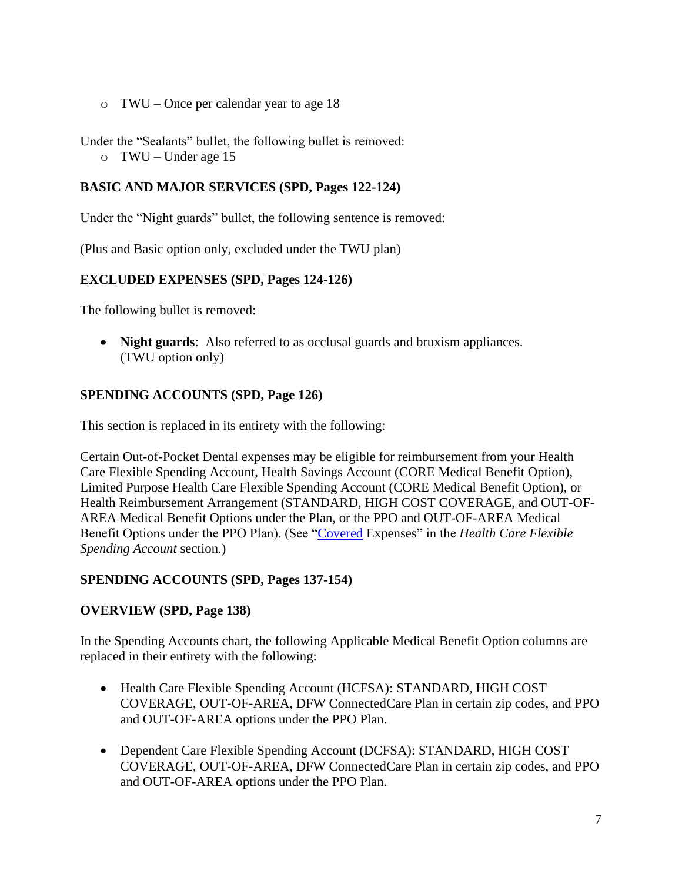- TWU – Once per calendar year to age 18

Under the "Sealants" bullet, the following bullet is removed:

- TWU – Under age 15

**BASIC AND MAJOR SERVICES (SPD, Pages 122-124)**

Under the "Night guards" bullet, the following sentence is removed:

(Plus and Basic option only, excluded under the TWU plan)

**EXCLUDED EXPENSES (SPD, Pages 124-126)**

The following bullet is removed:

- **Night guards**: Also referred to as occlusal guards and bruxism appliances. (TWU option only)

**SPENDING ACCOUNTS (SPD, Page 126)**

This section is replaced in its entirety with the following:

Certain Out-of-Pocket Dental expenses may be eligible for reimbursement from your Health Care Flexible Spending Account, Health Savings Account (CORE Medical Benefit Option), Limited Purpose Health Care Flexible Spending Account (CORE Medical Benefit Option), or Health Reimbursement Arrangement (STANDARD, HIGH COST COVERAGE, and OUT-OF-AREA Medical Benefit Options under the Plan, or the PPO and OUT-OF-AREA Medical Benefit Options under the PPO Plan). (See "Covered Expenses" in the *Health Care Flexible Spending Account* section.)

**SPENDING ACCOUNTS (SPD, Pages 137-154)**

**OVERVIEW (SPD, Page 138)**

In the Spending Accounts chart, the following Applicable Medical Benefit Option columns are replaced in their entirety with the following:

- Health Care Flexible Spending Account (HCFSA): STANDARD, HIGH COST COVERAGE, OUT-OF-AREA, DFW ConnectedCare Plan in certain zip codes, and PPO and OUT-OF-AREA options under the PPO Plan.
- Dependent Care Flexible Spending Account (DCFSA): STANDARD, HIGH COST COVERAGE, OUT-OF-AREA, DFW ConnectedCare Plan in certain zip codes, and PPO and OUT-OF-AREA options under the PPO Plan.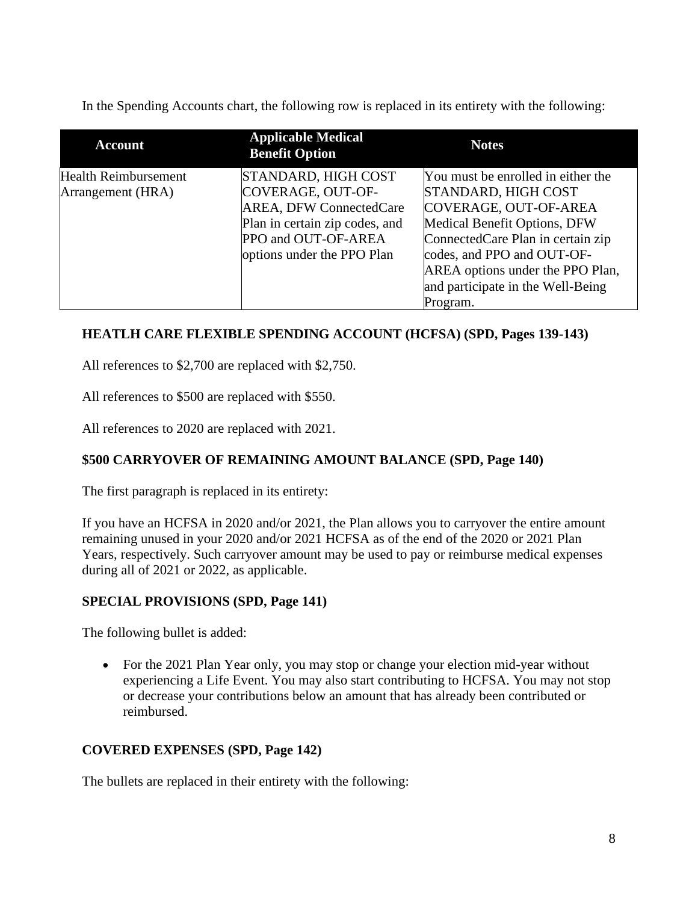In the Spending Accounts chart, the following row is replaced in its entirety with the following:

| Account | Applicable Medical Benefit Option | Notes |
|---|---|---|
| Health Reimbursement Arrangement (HRA) | STANDARD, HIGH COST COVERAGE, OUT-OF-AREA, DFW ConnectedCare Plan in certain zip codes, and PPO and OUT-OF-AREA options under the PPO Plan | You must be enrolled in either the STANDARD, HIGH COST COVERAGE, OUT-OF-AREA Medical Benefit Options, DFW ConnectedCare Plan in certain zip codes, and PPO and OUT-OF-AREA options under the PPO Plan, and participate in the Well-Being Program. |

### HEATLH CARE FLEXIBLE SPENDING ACCOUNT (HCFSA) (SPD, Pages 139-143)

All references to $2,700 are replaced with $2,750.

All references to $500 are replaced with $550.

All references to 2020 are replaced with 2021.

### $500 CARRYOVER OF REMAINING AMOUNT BALANCE (SPD, Page 140)

The first paragraph is replaced in its entirety:

If you have an HCFSA in 2020 and/or 2021, the Plan allows you to carryover the entire amount remaining unused in your 2020 and/or 2021 HCFSA as of the end of the 2020 or 2021 Plan Years, respectively. Such carryover amount may be used to pay or reimburse medical expenses during all of 2021 or 2022, as applicable.

### SPECIAL PROVISIONS (SPD, Page 141)

The following bullet is added:

- For the 2021 Plan Year only, you may stop or change your election mid-year without experiencing a Life Event. You may also start contributing to HCFSA. You may not stop or decrease your contributions below an amount that has already been contributed or reimbursed.

### COVERED EXPENSES (SPD, Page 142)

The bullets are replaced in their entirety with the following: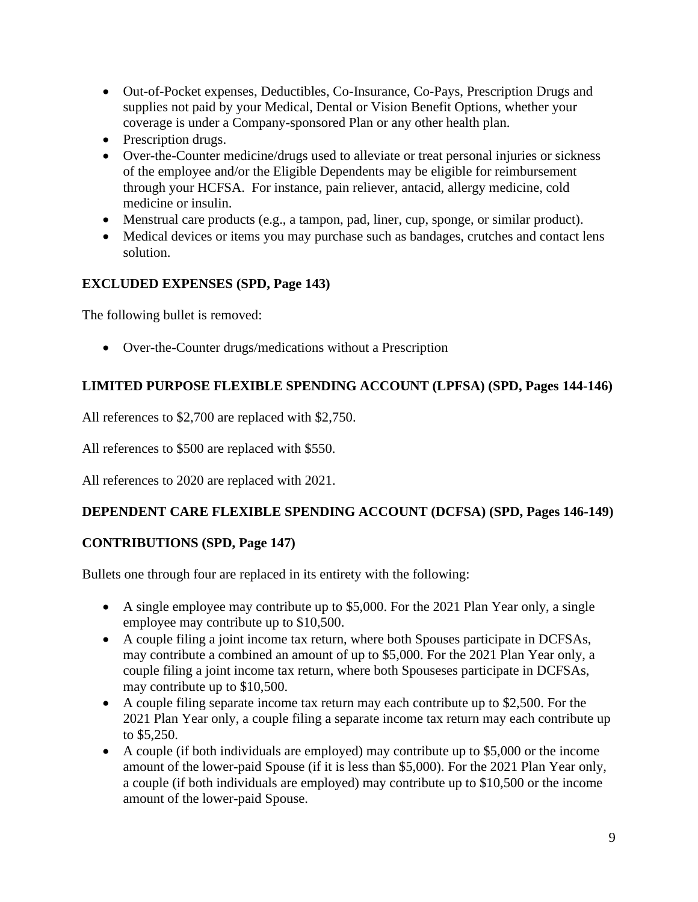- Out-of-Pocket expenses, Deductibles, Co-Insurance, Co-Pays, Prescription Drugs and supplies not paid by your Medical, Dental or Vision Benefit Options, whether your coverage is under a Company-sponsored Plan or any other health plan.
- Prescription drugs.
- Over-the-Counter medicine/drugs used to alleviate or treat personal injuries or sickness of the employee and/or the Eligible Dependents may be eligible for reimbursement through your HCFSA. For instance, pain reliever, antacid, allergy medicine, cold medicine or insulin.
- Menstrual care products (e.g., a tampon, pad, liner, cup, sponge, or similar product).
- Medical devices or items you may purchase such as bandages, crutches and contact lens solution.

**EXCLUDED EXPENSES (SPD, Page 143)**

The following bullet is removed:

- Over-the-Counter drugs/medications without a Prescription

**LIMITED PURPOSE FLEXIBLE SPENDING ACCOUNT (LPFSA) (SPD, Pages 144-146)**

All references to $2,700 are replaced with $2,750.

All references to $500 are replaced with $550.

All references to 2020 are replaced with 2021.

**DEPENDENT CARE FLEXIBLE SPENDING ACCOUNT (DCFSA) (SPD, Pages 146-149)**

**CONTRIBUTIONS (SPD, Page 147)**

Bullets one through four are replaced in its entirety with the following:

- A single employee may contribute up to $5,000. For the 2021 Plan Year only, a single employee may contribute up to $10,500.
- A couple filing a joint income tax return, where both Spouses participate in DCFSAs, may contribute a combined an amount of up to $5,000. For the 2021 Plan Year only, a couple filing a joint income tax return, where both Spouseses participate in DCFSAs, may contribute up to $10,500.
- A couple filing separate income tax return may each contribute up to $2,500. For the 2021 Plan Year only, a couple filing a separate income tax return may each contribute up to $5,250.
- A couple (if both individuals are employed) may contribute up to $5,000 or the income amount of the lower-paid Spouse (if it is less than $5,000). For the 2021 Plan Year only, a couple (if both individuals are employed) may contribute up to $10,500 or the income amount of the lower-paid Spouse.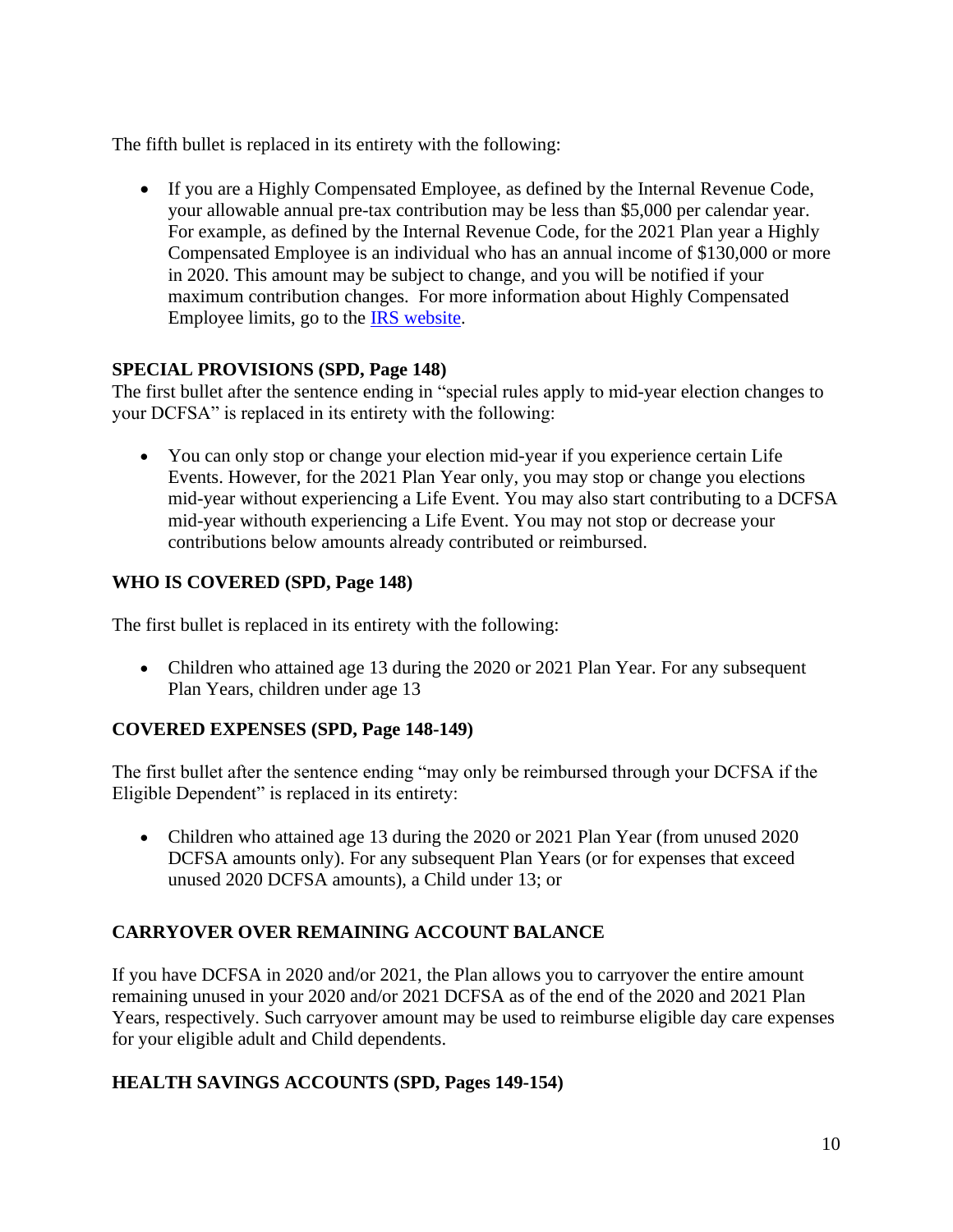The fifth bullet is replaced in its entirety with the following:

- If you are a Highly Compensated Employee, as defined by the Internal Revenue Code, your allowable annual pre-tax contribution may be less than $5,000 per calendar year. For example, as defined by the Internal Revenue Code, for the 2021 Plan year a Highly Compensated Employee is an individual who has an annual income of $130,000 or more in 2020. This amount may be subject to change, and you will be notified if your maximum contribution changes. For more information about Highly Compensated Employee limits, go to the [IRS website](#).

**SPECIAL PROVISIONS (SPD, Page 148)**

The first bullet after the sentence ending in "special rules apply to mid-year election changes to your DCFSA" is replaced in its entirety with the following:

- You can only stop or change your election mid-year if you experience certain Life Events. However, for the 2021 Plan Year only, you may stop or change you elections mid-year without experiencing a Life Event. You may also start contributing to a DCFSA mid-year withouth experiencing a Life Event. You may not stop or decrease your contributions below amounts already contributed or reimbursed.

**WHO IS COVERED (SPD, Page 148)**

The first bullet is replaced in its entirety with the following:

- Children who attained age 13 during the 2020 or 2021 Plan Year. For any subsequent Plan Years, children under age 13

**COVERED EXPENSES (SPD, Page 148-149)**

The first bullet after the sentence ending "may only be reimbursed through your DCFSA if the Eligible Dependent" is replaced in its entirety:

- Children who attained age 13 during the 2020 or 2021 Plan Year (from unused 2020 DCFSA amounts only). For any subsequent Plan Years (or for expenses that exceed unused 2020 DCFSA amounts), a Child under 13; or

**CARRYOVER OVER REMAINING ACCOUNT BALANCE**

If you have DCFSA in 2020 and/or 2021, the Plan allows you to carryover the entire amount remaining unused in your 2020 and/or 2021 DCFSA as of the end of the 2020 and 2021 Plan Years, respectively. Such carryover amount may be used to reimburse eligible day care expenses for your eligible adult and Child dependents.

**HEALTH SAVINGS ACCOUNTS (SPD, Pages 149-154)**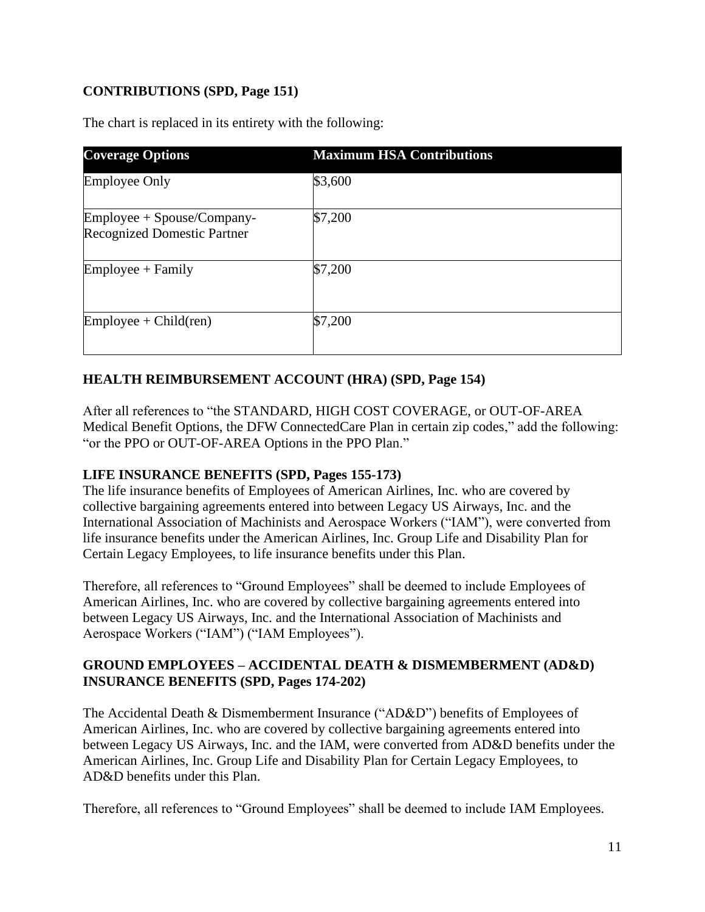**CONTRIBUTIONS (SPD, Page 151)**

The chart is replaced in its entirety with the following:

| Coverage Options | Maximum HSA Contributions |
|---|---|
| Employee Only | $3,600 |
| Employee + Spouse/Company-Recognized Domestic Partner | $7,200 |
| Employee + Family | $7,200 |
| Employee + Child(ren) | $7,200 |

**HEALTH REIMBURSEMENT ACCOUNT (HRA) (SPD, Page 154)**

After all references to "the STANDARD, HIGH COST COVERAGE, or OUT-OF-AREA Medical Benefit Options, the DFW ConnectedCare Plan in certain zip codes," add the following: "or the PPO or OUT-OF-AREA Options in the PPO Plan."

**LIFE INSURANCE BENEFITS (SPD, Pages 155-173)**

The life insurance benefits of Employees of American Airlines, Inc. who are covered by collective bargaining agreements entered into between Legacy US Airways, Inc. and the International Association of Machinists and Aerospace Workers ("IAM"), were converted from life insurance benefits under the American Airlines, Inc. Group Life and Disability Plan for Certain Legacy Employees, to life insurance benefits under this Plan.

Therefore, all references to "Ground Employees" shall be deemed to include Employees of American Airlines, Inc. who are covered by collective bargaining agreements entered into between Legacy US Airways, Inc. and the International Association of Machinists and Aerospace Workers ("IAM") ("IAM Employees").

**GROUND EMPLOYEES – ACCIDENTAL DEATH & DISMEMBERMENT (AD&D) INSURANCE BENEFITS (SPD, Pages 174-202)**

The Accidental Death & Dismemberment Insurance ("AD&D") benefits of Employees of American Airlines, Inc. who are covered by collective bargaining agreements entered into between Legacy US Airways, Inc. and the IAM, were converted from AD&D benefits under the American Airlines, Inc. Group Life and Disability Plan for Certain Legacy Employees, to AD&D benefits under this Plan.

Therefore, all references to "Ground Employees" shall be deemed to include IAM Employees.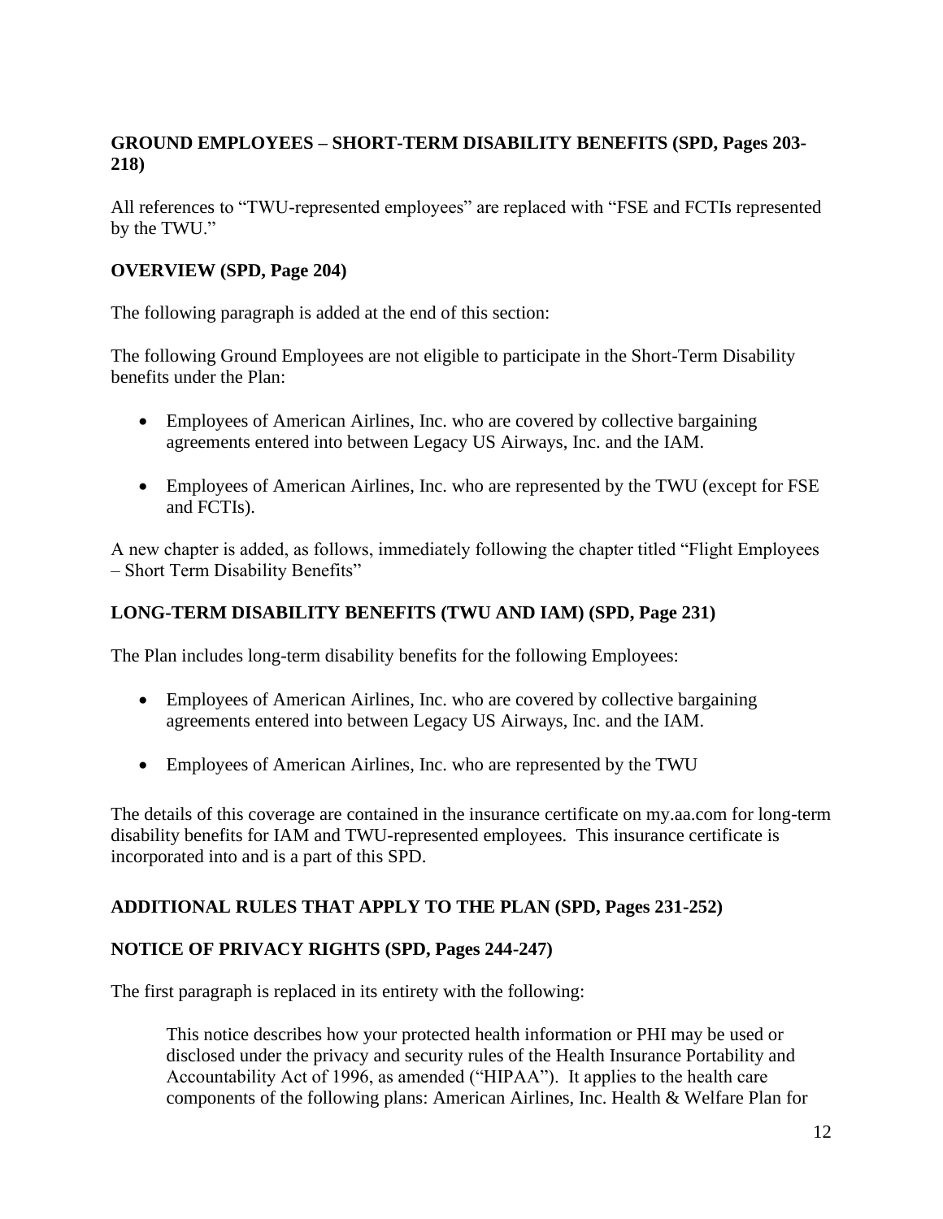**GROUND EMPLOYEES – SHORT-TERM DISABILITY BENEFITS (SPD, Pages 203-218)**

All references to "TWU-represented employees" are replaced with "FSE and FCTIs represented by the TWU."

**OVERVIEW (SPD, Page 204)**

The following paragraph is added at the end of this section:

The following Ground Employees are not eligible to participate in the Short-Term Disability benefits under the Plan:

- Employees of American Airlines, Inc. who are covered by collective bargaining agreements entered into between Legacy US Airways, Inc. and the IAM.
- Employees of American Airlines, Inc. who are represented by the TWU (except for FSE and FCTIs).

A new chapter is added, as follows, immediately following the chapter titled "Flight Employees – Short Term Disability Benefits"

**LONG-TERM DISABILITY BENEFITS (TWU AND IAM) (SPD, Page 231)**

The Plan includes long-term disability benefits for the following Employees:

- Employees of American Airlines, Inc. who are covered by collective bargaining agreements entered into between Legacy US Airways, Inc. and the IAM.
- Employees of American Airlines, Inc. who are represented by the TWU

The details of this coverage are contained in the insurance certificate on my.aa.com for long-term disability benefits for IAM and TWU-represented employees. This insurance certificate is incorporated into and is a part of this SPD.

**ADDITIONAL RULES THAT APPLY TO THE PLAN (SPD, Pages 231-252)**

**NOTICE OF PRIVACY RIGHTS (SPD, Pages 244-247)**

The first paragraph is replaced in its entirety with the following:

> This notice describes how your protected health information or PHI may be used or disclosed under the privacy and security rules of the Health Insurance Portability and Accountability Act of 1996, as amended ("HIPAA"). It applies to the health care components of the following plans: American Airlines, Inc. Health & Welfare Plan for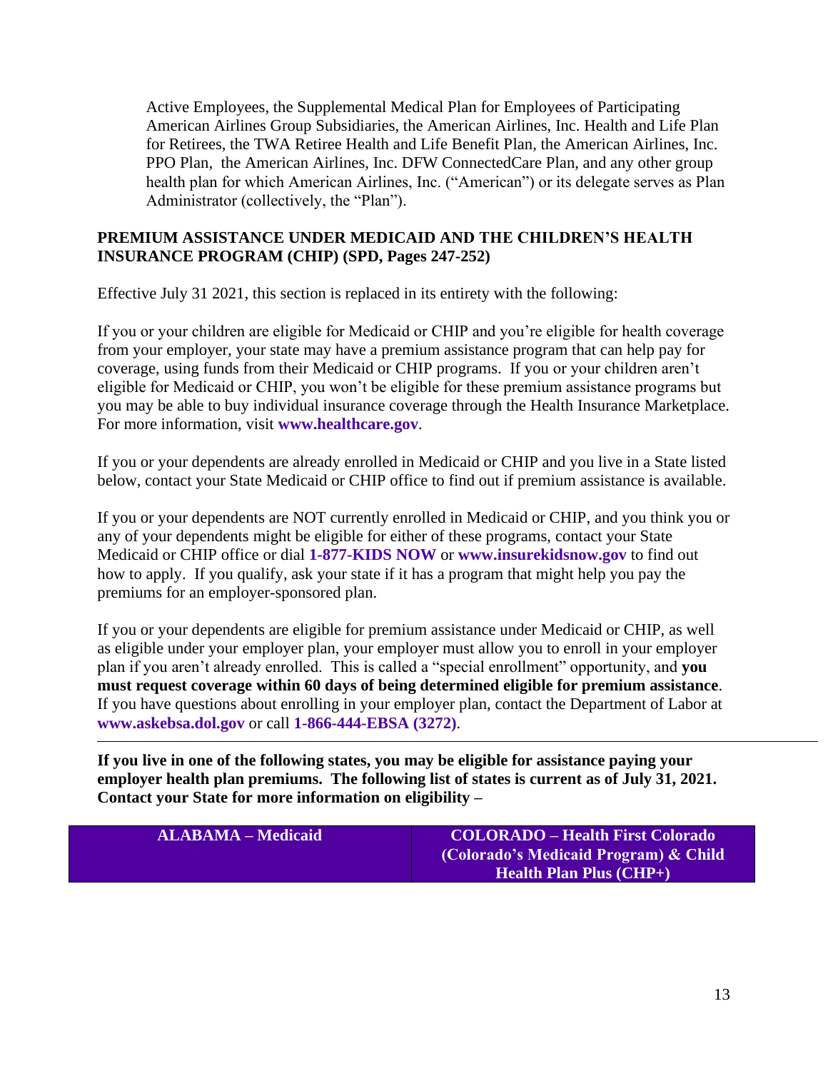Active Employees, the Supplemental Medical Plan for Employees of Participating American Airlines Group Subsidiaries, the American Airlines, Inc. Health and Life Plan for Retirees, the TWA Retiree Health and Life Benefit Plan, the American Airlines, Inc. PPO Plan, the American Airlines, Inc. DFW ConnectedCare Plan, and any other group health plan for which American Airlines, Inc. ("American") or its delegate serves as Plan Administrator (collectively, the "Plan").

**PREMIUM ASSISTANCE UNDER MEDICAID AND THE CHILDREN'S HEALTH INSURANCE PROGRAM (CHIP) (SPD, Pages 247-252)**

Effective July 31 2021, this section is replaced in its entirety with the following:

If you or your children are eligible for Medicaid or CHIP and you're eligible for health coverage from your employer, your state may have a premium assistance program that can help pay for coverage, using funds from their Medicaid or CHIP programs. If you or your children aren't eligible for Medicaid or CHIP, you won't be eligible for these premium assistance programs but you may be able to buy individual insurance coverage through the Health Insurance Marketplace. For more information, visit **www.healthcare.gov**.

If you or your dependents are already enrolled in Medicaid or CHIP and you live in a State listed below, contact your State Medicaid or CHIP office to find out if premium assistance is available.

If you or your dependents are NOT currently enrolled in Medicaid or CHIP, and you think you or any of your dependents might be eligible for either of these programs, contact your State Medicaid or CHIP office or dial **1-877-KIDS NOW** or **www.insurekidsnow.gov** to find out how to apply. If you qualify, ask your state if it has a program that might help you pay the premiums for an employer-sponsored plan.

If you or your dependents are eligible for premium assistance under Medicaid or CHIP, as well as eligible under your employer plan, your employer must allow you to enroll in your employer plan if you aren't already enrolled. This is called a "special enrollment" opportunity, and **you must request coverage within 60 days of being determined eligible for premium assistance**. If you have questions about enrolling in your employer plan, contact the Department of Labor at **www.askebsa.dol.gov** or call **1-866-444-EBSA (3272)**.

---

**If you live in one of the following states, you may be eligible for assistance paying your employer health plan premiums. The following list of states is current as of July 31, 2021. Contact your State for more information on eligibility –**

| ALABAMA – Medicaid | COLORADO – Health First Colorado (Colorado's Medicaid Program) & Child Health Plan Plus (CHP+) |
|---|---|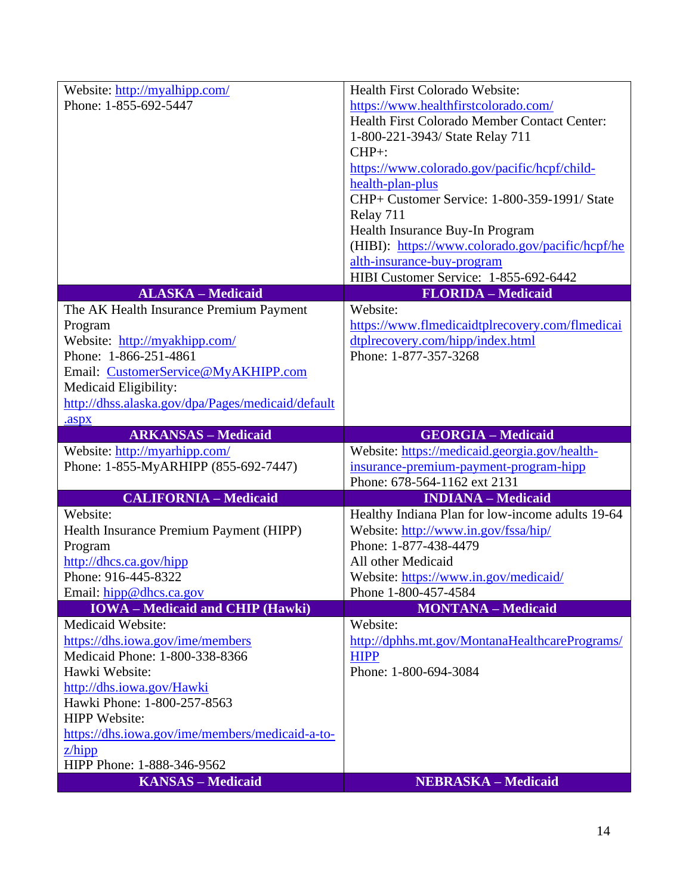| | |
|---|---|
| Website: http://myalhipp.com/<br>Phone: 1-855-692-5447 | Health First Colorado Website: https://www.healthfirstcolorado.com/<br>Health First Colorado Member Contact Center: 1-800-221-3943/ State Relay 711<br>CHP+: https://www.colorado.gov/pacific/hcpf/child-health-plan-plus<br>CHP+ Customer Service: 1-800-359-1991/ State Relay 711<br>Health Insurance Buy-In Program (HIBI): https://www.colorado.gov/pacific/hcpf/health-insurance-buy-program<br>HIBI Customer Service: 1-855-692-6442 |
| **ALASKA – Medicaid** | **FLORIDA – Medicaid** |
| The AK Health Insurance Premium Payment Program<br>Website: http://myakhipp.com/<br>Phone: 1-866-251-4861<br>Email: CustomerService@MyAKHIPP.com<br>Medicaid Eligibility: http://dhss.alaska.gov/dpa/Pages/medicaid/default.aspx | Website: https://www.flmedicaidtplrecovery.com/flmedicaidtplrecovery.com/hipp/index.html<br>Phone: 1-877-357-3268 |
| **ARKANSAS – Medicaid** | **GEORGIA – Medicaid** |
| Website: http://myarhipp.com/<br>Phone: 1-855-MyARHIPP (855-692-7447) | Website: https://medicaid.georgia.gov/health-insurance-premium-payment-program-hipp<br>Phone: 678-564-1162 ext 2131 |
| **CALIFORNIA – Medicaid** | **INDIANA – Medicaid** |
| Website:<br>Health Insurance Premium Payment (HIPP) Program<br>http://dhcs.ca.gov/hipp<br>Phone: 916-445-8322<br>Email: hipp@dhcs.ca.gov | Healthy Indiana Plan for low-income adults 19-64<br>Website: http://www.in.gov/fssa/hip/<br>Phone: 1-877-438-4479<br>All other Medicaid<br>Website: https://www.in.gov/medicaid/<br>Phone 1-800-457-4584 |
| **IOWA – Medicaid and CHIP (Hawki)** | **MONTANA – Medicaid** |
| Medicaid Website: https://dhs.iowa.gov/ime/members<br>Medicaid Phone: 1-800-338-8366<br>Hawki Website: http://dhs.iowa.gov/Hawki<br>Hawki Phone: 1-800-257-8563<br>HIPP Website: https://dhs.iowa.gov/ime/members/medicaid-a-to-z/hipp<br>HIPP Phone: 1-888-346-9562 | Website: http://dphhs.mt.gov/MontanaHealthcarePrograms/HIPP<br>Phone: 1-800-694-3084 |
| **KANSAS – Medicaid** | **NEBRASKA – Medicaid** |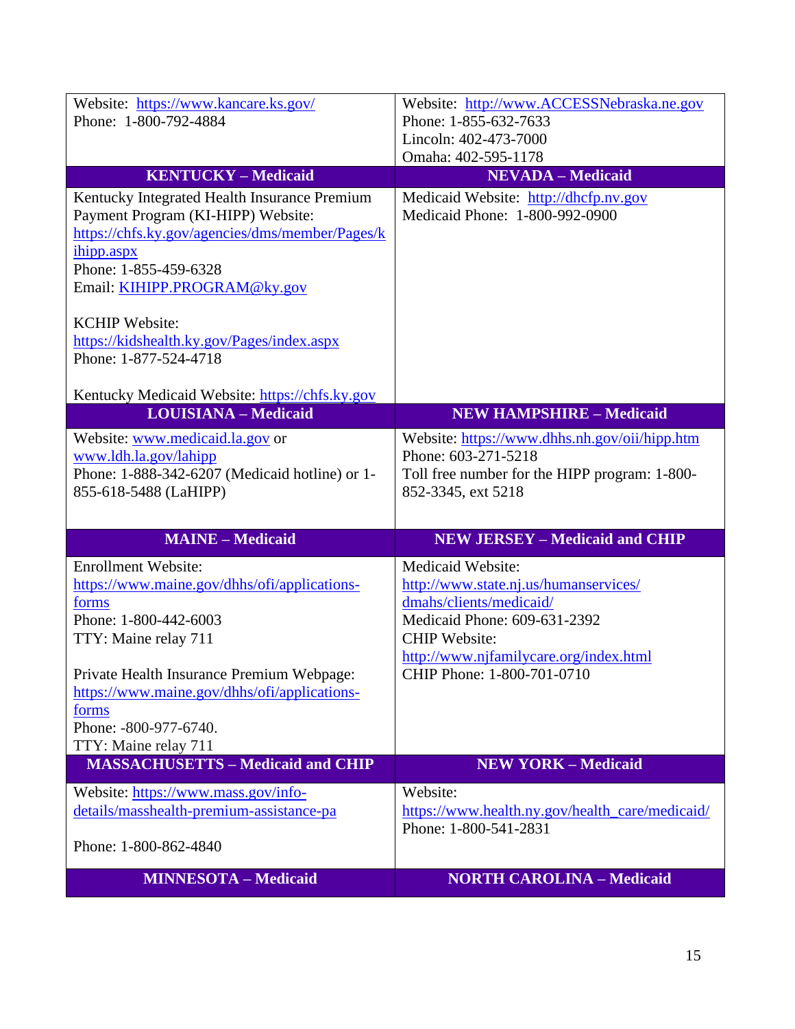| | |
|---|---|
| Website: https://www.kancare.ks.gov/<br>Phone: 1-800-792-4884 | Website: http://www.ACCESSNebraska.ne.gov<br>Phone: 1-855-632-7633<br>Lincoln: 402-473-7000<br>Omaha: 402-595-1178 |
| **KENTUCKY – Medicaid** | **NEVADA – Medicaid** |
| Kentucky Integrated Health Insurance Premium Payment Program (KI-HIPP) Website: https://chfs.ky.gov/agencies/dms/member/Pages/kihipp.aspx<br>Phone: 1-855-459-6328<br>Email: KIHIPP.PROGRAM@ky.gov<br><br>KCHIP Website: https://kidshealth.ky.gov/Pages/index.aspx<br>Phone: 1-877-524-4718<br><br>Kentucky Medicaid Website: https://chfs.ky.gov | Medicaid Website: http://dhcfp.nv.gov<br>Medicaid Phone: 1-800-992-0900 |
| **LOUISIANA – Medicaid** | **NEW HAMPSHIRE – Medicaid** |
| Website: www.medicaid.la.gov or www.ldh.la.gov/lahipp<br>Phone: 1-888-342-6207 (Medicaid hotline) or 1-855-618-5488 (LaHIPP) | Website: https://www.dhhs.nh.gov/oii/hipp.htm<br>Phone: 603-271-5218<br>Toll free number for the HIPP program: 1-800-852-3345, ext 5218 |
| **MAINE – Medicaid** | **NEW JERSEY – Medicaid and CHIP** |
| Enrollment Website: https://www.maine.gov/dhhs/ofi/applications-forms<br>Phone: 1-800-442-6003<br>TTY: Maine relay 711<br><br>Private Health Insurance Premium Webpage: https://www.maine.gov/dhhs/ofi/applications-forms<br>Phone: -800-977-6740.<br>TTY: Maine relay 711 | Medicaid Website: http://www.state.nj.us/humanservices/dmahs/clients/medicaid/<br>Medicaid Phone: 609-631-2392<br>CHIP Website: http://www.njfamilycare.org/index.html<br>CHIP Phone: 1-800-701-0710 |
| **MASSACHUSETTS – Medicaid and CHIP** | **NEW YORK – Medicaid** |
| Website: https://www.mass.gov/info-details/masshealth-premium-assistance-pa<br><br>Phone: 1-800-862-4840 | Website: https://www.health.ny.gov/health_care/medicaid/<br>Phone: 1-800-541-2831 |
| **MINNESOTA – Medicaid** | **NORTH CAROLINA – Medicaid** |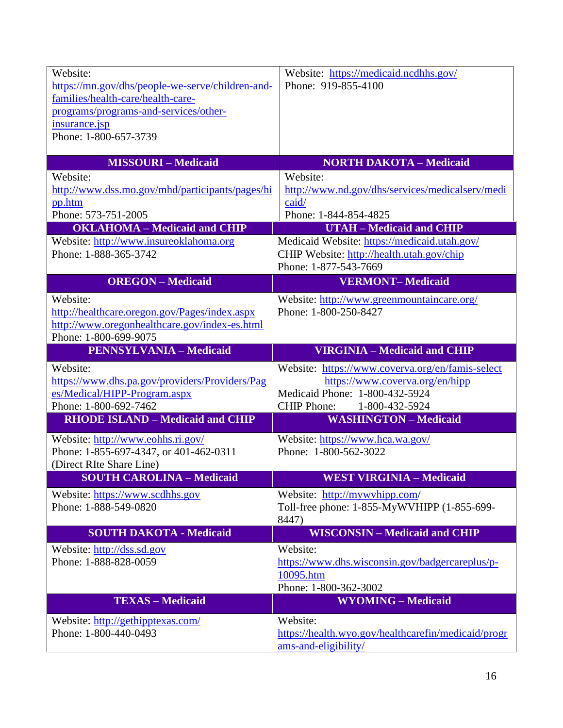| | |
|---|---|
| Website: https://mn.gov/dhs/people-we-serve/children-and-families/health-care/health-care-programs/programs-and-services/other-insurance.jsp<br>Phone: 1-800-657-3739 | Website: https://medicaid.ncdhhs.gov/<br>Phone: 919-855-4100 |
| **MISSOURI – Medicaid** | **NORTH DAKOTA – Medicaid** |
| Website: http://www.dss.mo.gov/mhd/participants/pages/hipp.htm<br>Phone: 573-751-2005 | Website: http://www.nd.gov/dhs/services/medicalserv/medicaid/<br>Phone: 1-844-854-4825 |
| **OKLAHOMA – Medicaid and CHIP** | **UTAH – Medicaid and CHIP** |
| Website: http://www.insureoklahoma.org<br>Phone: 1-888-365-3742 | Medicaid Website: https://medicaid.utah.gov/<br>CHIP Website: http://health.utah.gov/chip<br>Phone: 1-877-543-7669 |
| **OREGON – Medicaid** | **VERMONT– Medicaid** |
| Website: http://healthcare.oregon.gov/Pages/index.aspx<br>http://www.oregonhealthcare.gov/index-es.html<br>Phone: 1-800-699-9075 | Website: http://www.greenmountaincare.org/<br>Phone: 1-800-250-8427 |
| **PENNSYLVANIA – Medicaid** | **VIRGINIA – Medicaid and CHIP** |
| Website: https://www.dhs.pa.gov/providers/Providers/Pages/Medical/HIPP-Program.aspx<br>Phone: 1-800-692-7462 | Website: https://www.coverva.org/en/famis-select<br>https://www.coverva.org/en/hipp<br>Medicaid Phone: 1-800-432-5924<br>CHIP Phone: 1-800-432-5924 |
| **RHODE ISLAND – Medicaid and CHIP** | **WASHINGTON – Medicaid** |
| Website: http://www.eohhs.ri.gov/<br>Phone: 1-855-697-4347, or 401-462-0311 (Direct RIte Share Line) | Website: https://www.hca.wa.gov/<br>Phone: 1-800-562-3022 |
| **SOUTH CAROLINA – Medicaid** | **WEST VIRGINIA – Medicaid** |
| Website: https://www.scdhhs.gov<br>Phone: 1-888-549-0820 | Website: http://mywvhipp.com/<br>Toll-free phone: 1-855-MyWVHIPP (1-855-699-8447) |
| **SOUTH DAKOTA - Medicaid** | **WISCONSIN – Medicaid and CHIP** |
| Website: http://dss.sd.gov<br>Phone: 1-888-828-0059 | Website: https://www.dhs.wisconsin.gov/badgercareplus/p-10095.htm<br>Phone: 1-800-362-3002 |
| **TEXAS – Medicaid** | **WYOMING – Medicaid** |
| Website: http://gethipptexas.com/<br>Phone: 1-800-440-0493 | Website: https://health.wyo.gov/healthcarefin/medicaid/programs-and-eligibility/ |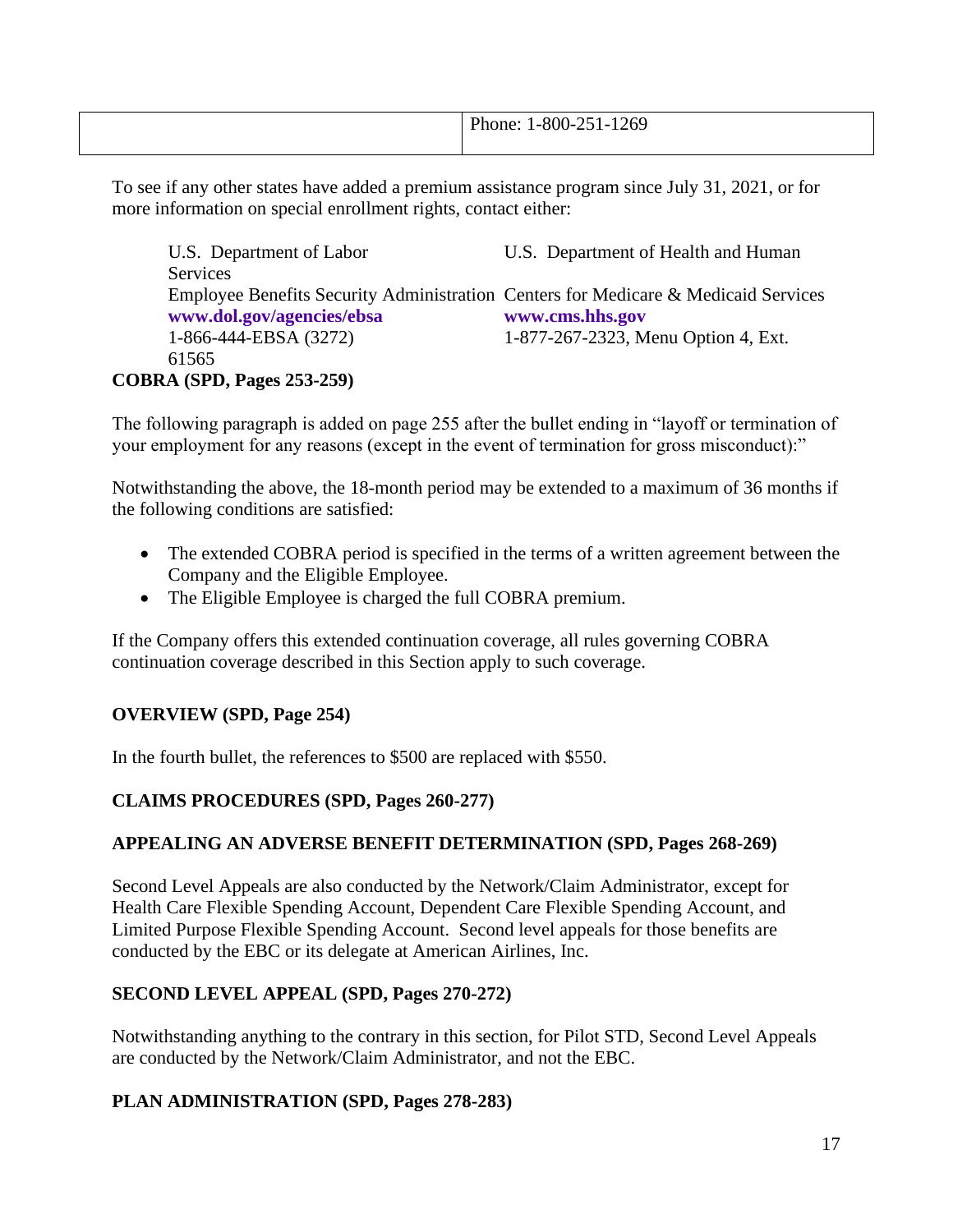| | Phone: 1-800-251-1269 |
|---|---|

To see if any other states have added a premium assistance program since July 31, 2021, or for more information on special enrollment rights, contact either:

| U.S. Department of Labor | U.S. Department of Health and Human Services |
|---|---|
| Employee Benefits Security Administration | Centers for Medicare & Medicaid Services |
| **www.dol.gov/agencies/ebsa** | **www.cms.hhs.gov** |
| 1-866-444-EBSA (3272) | 1-877-267-2323, Menu Option 4, Ext. 61565 |

**COBRA (SPD, Pages 253-259)**

The following paragraph is added on page 255 after the bullet ending in "layoff or termination of your employment for any reasons (except in the event of termination for gross misconduct):"

Notwithstanding the above, the 18-month period may be extended to a maximum of 36 months if the following conditions are satisfied:

- The extended COBRA period is specified in the terms of a written agreement between the Company and the Eligible Employee.
- The Eligible Employee is charged the full COBRA premium.

If the Company offers this extended continuation coverage, all rules governing COBRA continuation coverage described in this Section apply to such coverage.

**OVERVIEW (SPD, Page 254)**

In the fourth bullet, the references to $500 are replaced with $550.

**CLAIMS PROCEDURES (SPD, Pages 260-277)**

**APPEALING AN ADVERSE BENEFIT DETERMINATION (SPD, Pages 268-269)**

Second Level Appeals are also conducted by the Network/Claim Administrator, except for Health Care Flexible Spending Account, Dependent Care Flexible Spending Account, and Limited Purpose Flexible Spending Account. Second level appeals for those benefits are conducted by the EBC or its delegate at American Airlines, Inc.

**SECOND LEVEL APPEAL (SPD, Pages 270-272)**

Notwithstanding anything to the contrary in this section, for Pilot STD, Second Level Appeals are conducted by the Network/Claim Administrator, and not the EBC.

**PLAN ADMINISTRATION (SPD, Pages 278-283)**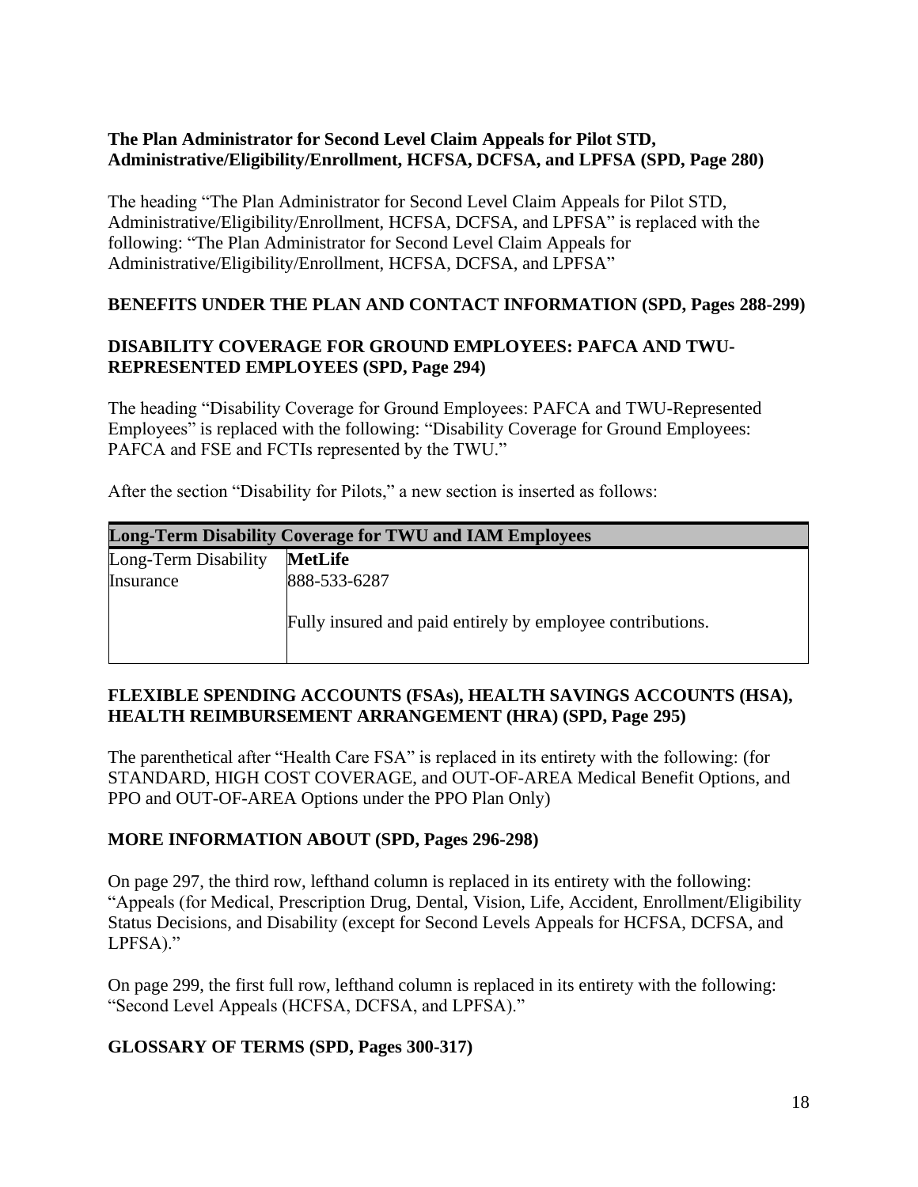**The Plan Administrator for Second Level Claim Appeals for Pilot STD, Administrative/Eligibility/Enrollment, HCFSA, DCFSA, and LPFSA (SPD, Page 280)**

The heading "The Plan Administrator for Second Level Claim Appeals for Pilot STD, Administrative/Eligibility/Enrollment, HCFSA, DCFSA, and LPFSA" is replaced with the following: "The Plan Administrator for Second Level Claim Appeals for Administrative/Eligibility/Enrollment, HCFSA, DCFSA, and LPFSA"

**BENEFITS UNDER THE PLAN AND CONTACT INFORMATION (SPD, Pages 288-299)**

**DISABILITY COVERAGE FOR GROUND EMPLOYEES: PAFCA AND TWU-REPRESENTED EMPLOYEES (SPD, Page 294)**

The heading "Disability Coverage for Ground Employees: PAFCA and TWU-Represented Employees" is replaced with the following: "Disability Coverage for Ground Employees: PAFCA and FSE and FCTIs represented by the TWU."

After the section "Disability for Pilots," a new section is inserted as follows:

| **Long-Term Disability Coverage for TWU and IAM Employees** | |
|---|---|
| Long-Term Disability Insurance | **MetLife**<br>888-533-6287<br><br>Fully insured and paid entirely by employee contributions. |

**FLEXIBLE SPENDING ACCOUNTS (FSAs), HEALTH SAVINGS ACCOUNTS (HSA), HEALTH REIMBURSEMENT ARRANGEMENT (HRA) (SPD, Page 295)**

The parenthetical after "Health Care FSA" is replaced in its entirety with the following: (for STANDARD, HIGH COST COVERAGE, and OUT-OF-AREA Medical Benefit Options, and PPO and OUT-OF-AREA Options under the PPO Plan Only)

**MORE INFORMATION ABOUT (SPD, Pages 296-298)**

On page 297, the third row, lefthand column is replaced in its entirety with the following: "Appeals (for Medical, Prescription Drug, Dental, Vision, Life, Accident, Enrollment/Eligibility Status Decisions, and Disability (except for Second Levels Appeals for HCFSA, DCFSA, and LPFSA)."

On page 299, the first full row, lefthand column is replaced in its entirety with the following: "Second Level Appeals (HCFSA, DCFSA, and LPFSA)."

**GLOSSARY OF TERMS (SPD, Pages 300-317)**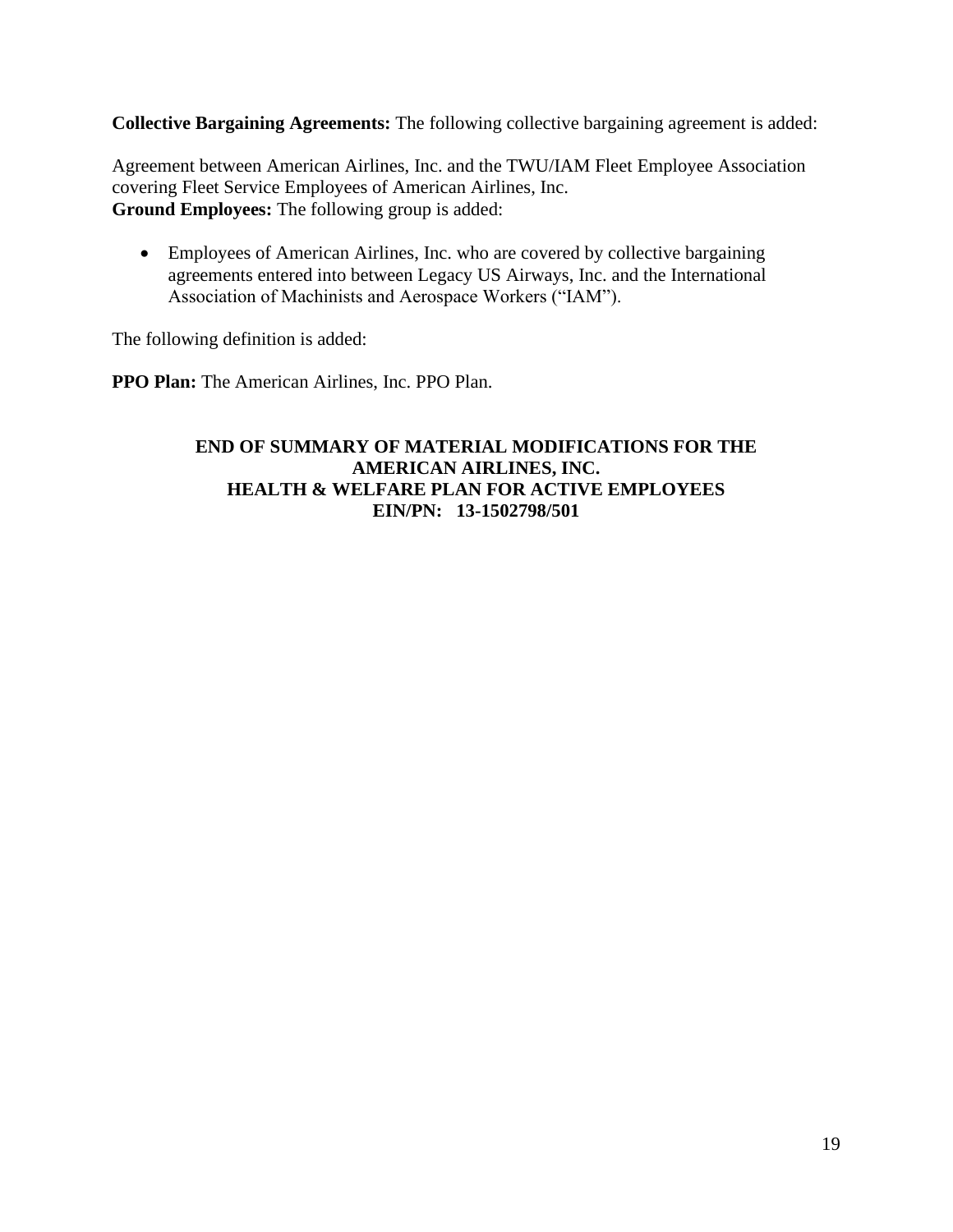**Collective Bargaining Agreements:** The following collective bargaining agreement is added:

Agreement between American Airlines, Inc. and the TWU/IAM Fleet Employee Association covering Fleet Service Employees of American Airlines, Inc.
**Ground Employees:** The following group is added:

- Employees of American Airlines, Inc. who are covered by collective bargaining agreements entered into between Legacy US Airways, Inc. and the International Association of Machinists and Aerospace Workers ("IAM").

The following definition is added:

**PPO Plan:** The American Airlines, Inc. PPO Plan.

**END OF SUMMARY OF MATERIAL MODIFICATIONS FOR THE AMERICAN AIRLINES, INC.
HEALTH & WELFARE PLAN FOR ACTIVE EMPLOYEES
EIN/PN: 13-1502798/501**